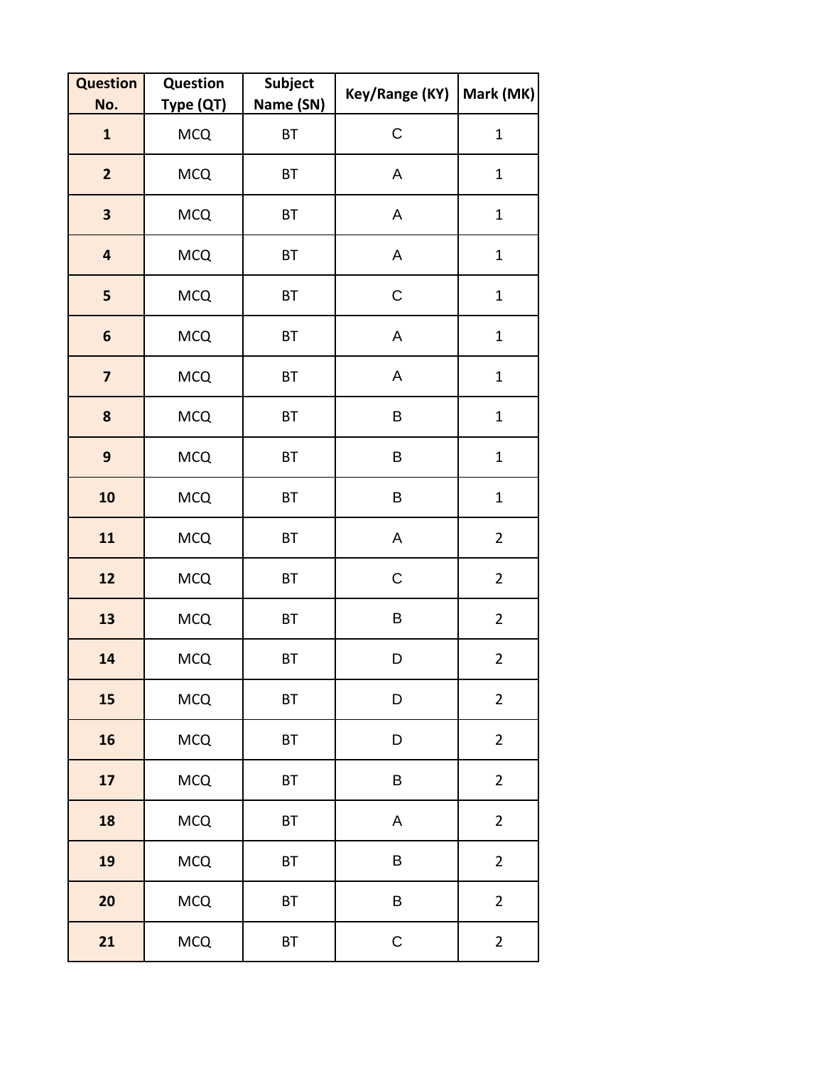| Question No. | Question Type (QT) | Subject Name (SN) | Key/Range (KY) | Mark (MK) |
|---|---|---|---|---|
| 1 | MCQ | BT | C | 1 |
| 2 | MCQ | BT | A | 1 |
| 3 | MCQ | BT | A | 1 |
| 4 | MCQ | BT | A | 1 |
| 5 | MCQ | BT | C | 1 |
| 6 | MCQ | BT | A | 1 |
| 7 | MCQ | BT | A | 1 |
| 8 | MCQ | BT | B | 1 |
| 9 | MCQ | BT | B | 1 |
| 10 | MCQ | BT | B | 1 |
| 11 | MCQ | BT | A | 2 |
| 12 | MCQ | BT | C | 2 |
| 13 | MCQ | BT | B | 2 |
| 14 | MCQ | BT | D | 2 |
| 15 | MCQ | BT | D | 2 |
| 16 | MCQ | BT | D | 2 |
| 17 | MCQ | BT | B | 2 |
| 18 | MCQ | BT | A | 2 |
| 19 | MCQ | BT | B | 2 |
| 20 | MCQ | BT | B | 2 |
| 21 | MCQ | BT | C | 2 |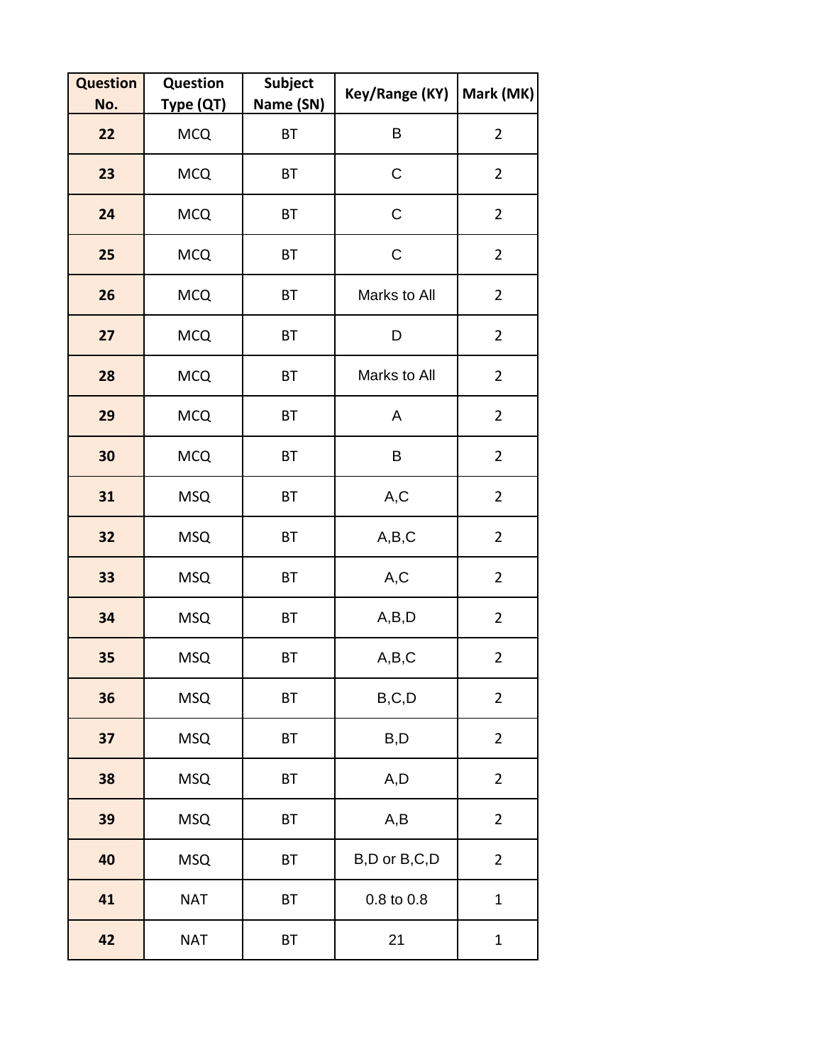| Question No. | Question Type (QT) | Subject Name (SN) | Key/Range (KY) | Mark (MK) |
| --- | --- | --- | --- | --- |
| 22 | MCQ | BT | B | 2 |
| 23 | MCQ | BT | C | 2 |
| 24 | MCQ | BT | C | 2 |
| 25 | MCQ | BT | C | 2 |
| 26 | MCQ | BT | Marks to All | 2 |
| 27 | MCQ | BT | D | 2 |
| 28 | MCQ | BT | Marks to All | 2 |
| 29 | MCQ | BT | A | 2 |
| 30 | MCQ | BT | B | 2 |
| 31 | MSQ | BT | A,C | 2 |
| 32 | MSQ | BT | A,B,C | 2 |
| 33 | MSQ | BT | A,C | 2 |
| 34 | MSQ | BT | A,B,D | 2 |
| 35 | MSQ | BT | A,B,C | 2 |
| 36 | MSQ | BT | B,C,D | 2 |
| 37 | MSQ | BT | B,D | 2 |
| 38 | MSQ | BT | A,D | 2 |
| 39 | MSQ | BT | A,B | 2 |
| 40 | MSQ | BT | B,D or B,C,D | 2 |
| 41 | NAT | BT | 0.8 to 0.8 | 1 |
| 42 | NAT | BT | 21 | 1 |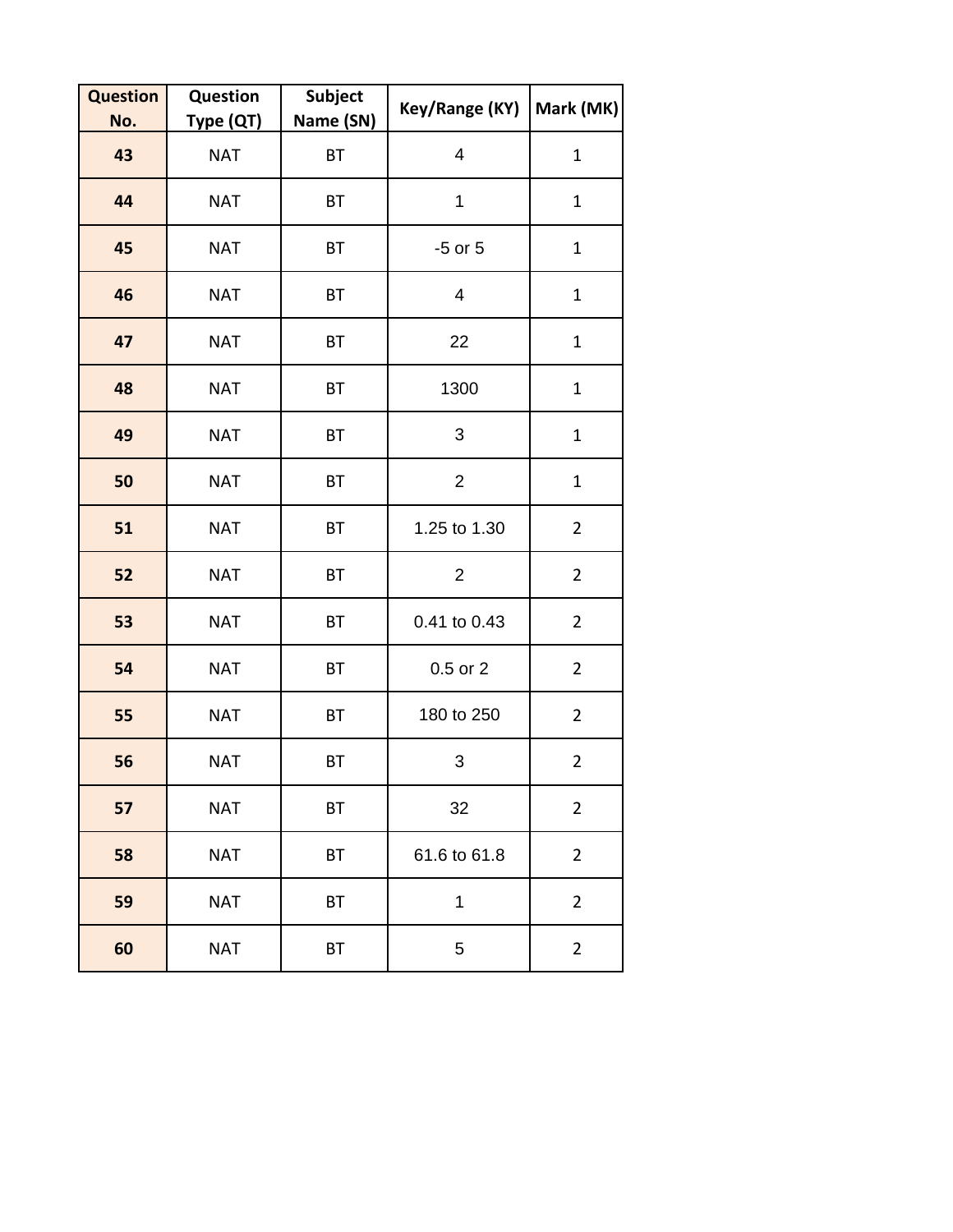| Question No. | Question Type (QT) | Subject Name (SN) | Key/Range (KY) | Mark (MK) |
|---|---|---|---|---|
| 43 | NAT | BT | 4 | 1 |
| 44 | NAT | BT | 1 | 1 |
| 45 | NAT | BT | -5 or 5 | 1 |
| 46 | NAT | BT | 4 | 1 |
| 47 | NAT | BT | 22 | 1 |
| 48 | NAT | BT | 1300 | 1 |
| 49 | NAT | BT | 3 | 1 |
| 50 | NAT | BT | 2 | 1 |
| 51 | NAT | BT | 1.25 to 1.30 | 2 |
| 52 | NAT | BT | 2 | 2 |
| 53 | NAT | BT | 0.41 to 0.43 | 2 |
| 54 | NAT | BT | 0.5 or 2 | 2 |
| 55 | NAT | BT | 180 to 250 | 2 |
| 56 | NAT | BT | 3 | 2 |
| 57 | NAT | BT | 32 | 2 |
| 58 | NAT | BT | 61.6 to 61.8 | 2 |
| 59 | NAT | BT | 1 | 2 |
| 60 | NAT | BT | 5 | 2 |